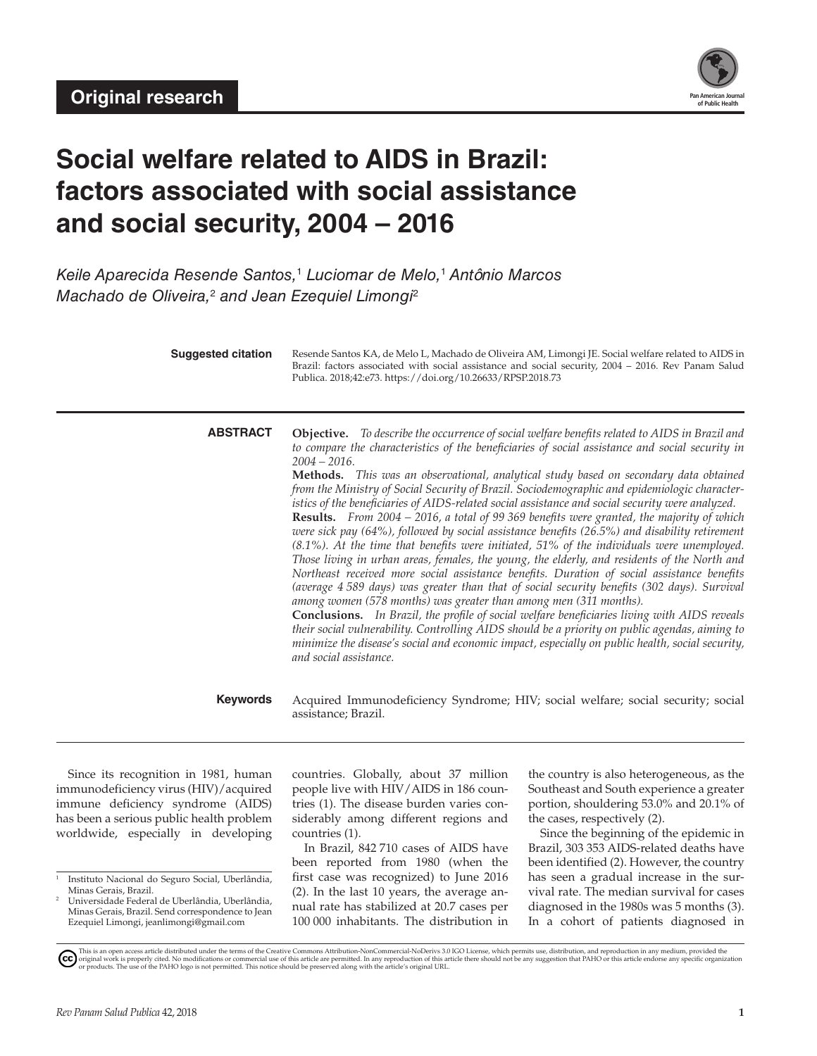**Original research**

# Social welfare related to AIDS in Brazil: factors associated with social assistance and social security, 2004 – 2016

*Keile Aparecida Resende Santos,[1] Luciomar de Melo,[1] Antônio Marcos Machado de Oliveira,[2] and Jean Ezequiel Limongi[2]*

**Suggested citation** Resende Santos KA, de Melo L, Machado de Oliveira AM, Limongi JE. Social welfare related to AIDS in Brazil: factors associated with social assistance and social security, 2004 – 2016. Rev Panam Salud Publica. 2018;42:e73. https://doi.org/10.26633/RPSP.2018.73

**ABSTRACT**

**Objective.** *To describe the occurrence of social welfare benefits related to AIDS in Brazil and to compare the characteristics of the beneficiaries of social assistance and social security in 2004 – 2016.*

**Methods.** *This was an observational, analytical study based on secondary data obtained from the Ministry of Social Security of Brazil. Sociodemographic and epidemiologic characteristics of the beneficiaries of AIDS-related social assistance and social security were analyzed.*

**Results.** *From 2004 – 2016, a total of 99 369 benefits were granted, the majority of which were sick pay (64%), followed by social assistance benefits (26.5%) and disability retirement (8.1%). At the time that benefits were initiated, 51% of the individuals were unemployed. Those living in urban areas, females, the young, the elderly, and residents of the North and Northeast received more social assistance benefits. Duration of social assistance benefits (average 4 589 days) was greater than that of social security benefits (302 days). Survival among women (578 months) was greater than among men (311 months).*

**Conclusions.** *In Brazil, the profile of social welfare beneficiaries living with AIDS reveals their social vulnerability. Controlling AIDS should be a priority on public agendas, aiming to minimize the disease's social and economic impact, especially on public health, social security, and social assistance.*

**Keywords** Acquired Immunodeficiency Syndrome; HIV; social welfare; social security; social assistance; Brazil.

Since its recognition in 1981, human immunodeficiency virus (HIV)/acquired immune deficiency syndrome (AIDS) has been a serious public health problem worldwide, especially in developing countries. Globally, about 37 million people live with HIV/AIDS in 186 countries (1). The disease burden varies considerably among different regions and countries (1).

In Brazil, 842 710 cases of AIDS have been reported from 1980 (when the first case was recognized) to June 2016 (2). In the last 10 years, the average annual rate has stabilized at 20.7 cases per 100 000 inhabitants. The distribution in the country is also heterogeneous, as the Southeast and South experience a greater portion, shouldering 53.0% and 20.1% of the cases, respectively (2).

Since the beginning of the epidemic in Brazil, 303 353 AIDS-related deaths have been identified (2). However, the country has seen a gradual increase in the survival rate. The median survival for cases diagnosed in the 1980s was 5 months (3). In a cohort of patients diagnosed in

[1] Instituto Nacional do Seguro Social, Uberlândia, Minas Gerais, Brazil.

[2] Universidade Federal de Uberlândia, Uberlândia, Minas Gerais, Brazil. Send correspondence to Jean Ezequiel Limongi, jeanlimongi@gmail.com

This is an open access article distributed under the terms of the Creative Commons Attribution-NonCommercial-NoDerivs 3.0 IGO License, which permits use, distribution, and reproduction in any medium, provided the original work is properly cited. No modifications or commercial use of this article are permitted. In any reproduction of this article there should not be any suggestion that PAHO or this article endorse any specific organization or products. The use of the PAHO logo is not permitted. This notice should be preserved along with the article's original URL.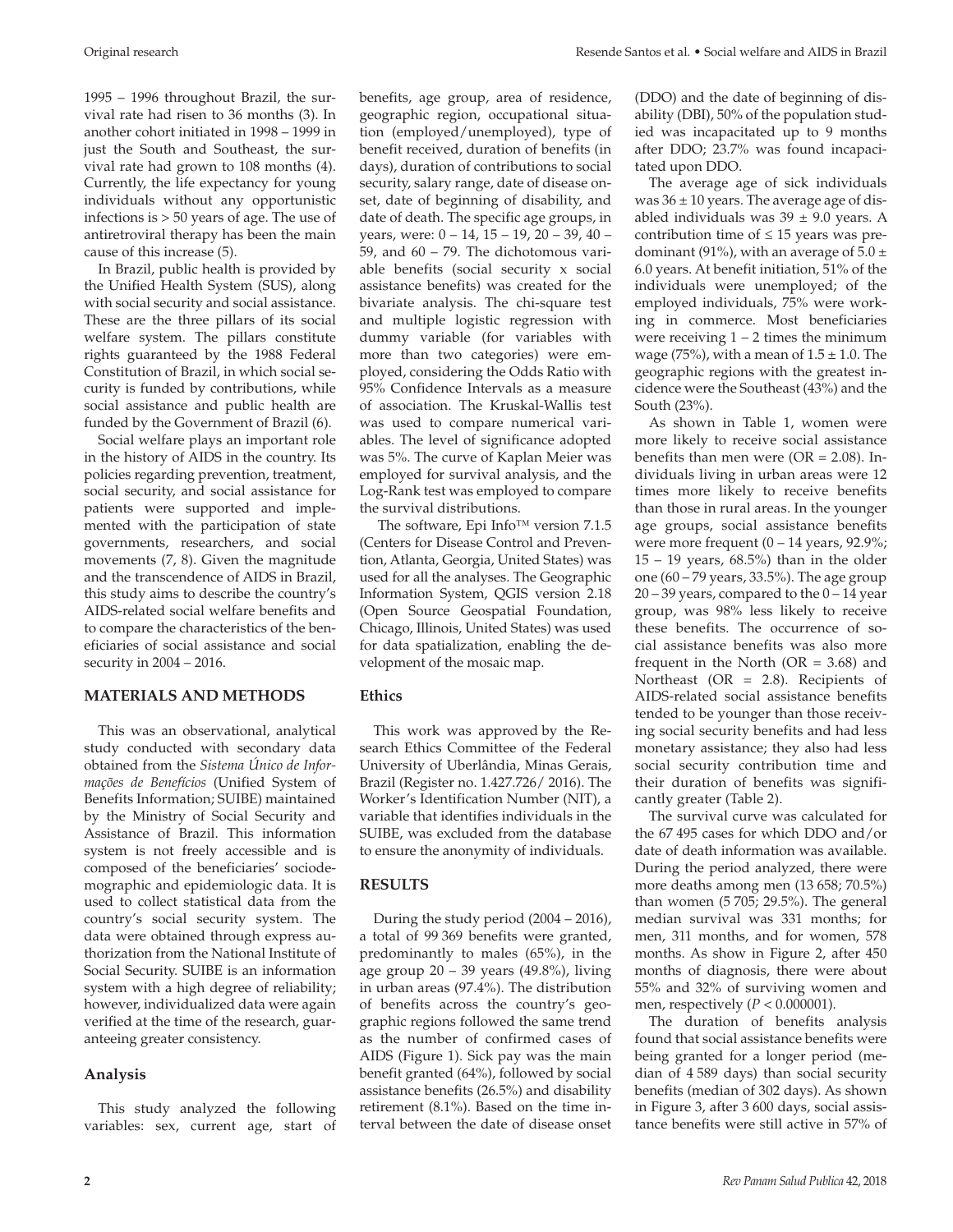1995 – 1996 throughout Brazil, the survival rate had risen to 36 months (3). In another cohort initiated in 1998 – 1999 in just the South and Southeast, the survival rate had grown to 108 months (4). Currently, the life expectancy for young individuals without any opportunistic infections is > 50 years of age. The use of antiretroviral therapy has been the main cause of this increase (5).

In Brazil, public health is provided by the Unified Health System (SUS), along with social security and social assistance. These are the three pillars of its social welfare system. The pillars constitute rights guaranteed by the 1988 Federal Constitution of Brazil, in which social security is funded by contributions, while social assistance and public health are funded by the Government of Brazil (6).

Social welfare plays an important role in the history of AIDS in the country. Its policies regarding prevention, treatment, social security, and social assistance for patients were supported and implemented with the participation of state governments, researchers, and social movements (7, 8). Given the magnitude and the transcendence of AIDS in Brazil, this study aims to describe the country's AIDS-related social welfare benefits and to compare the characteristics of the beneficiaries of social assistance and social security in 2004 – 2016.

## MATERIALS AND METHODS

This was an observational, analytical study conducted with secondary data obtained from the *Sistema Único de Informações de Benefícios* (Unified System of Benefits Information; SUIBE) maintained by the Ministry of Social Security and Assistance of Brazil. This information system is not freely accessible and is composed of the beneficiaries' sociodemographic and epidemiologic data. It is used to collect statistical data from the country's social security system. The data were obtained through express authorization from the National Institute of Social Security. SUIBE is an information system with a high degree of reliability; however, individualized data were again verified at the time of the research, guaranteeing greater consistency.

### Analysis

This study analyzed the following variables: sex, current age, start of benefits, age group, area of residence, geographic region, occupational situation (employed/unemployed), type of benefit received, duration of benefits (in days), duration of contributions to social security, salary range, date of disease onset, date of beginning of disability, and date of death. The specific age groups, in years, were: 0 – 14, 15 – 19, 20 – 39, 40 – 59, and 60 – 79. The dichotomous variable benefits (social security x social assistance benefits) was created for the bivariate analysis. The chi-square test and multiple logistic regression with dummy variable (for variables with more than two categories) were employed, considering the Odds Ratio with 95% Confidence Intervals as a measure of association. The Kruskal-Wallis test was used to compare numerical variables. The level of significance adopted was 5%. The curve of Kaplan Meier was employed for survival analysis, and the Log-Rank test was employed to compare the survival distributions.

The software, Epi Info™ version 7.1.5 (Centers for Disease Control and Prevention, Atlanta, Georgia, United States) was used for all the analyses. The Geographic Information System, QGIS version 2.18 (Open Source Geospatial Foundation, Chicago, Illinois, United States) was used for data spatialization, enabling the development of the mosaic map.

### Ethics

This work was approved by the Research Ethics Committee of the Federal University of Uberlândia, Minas Gerais, Brazil (Register no. 1.427.726/ 2016). The Worker's Identification Number (NIT), a variable that identifies individuals in the SUIBE, was excluded from the database to ensure the anonymity of individuals.

## RESULTS

During the study period (2004 – 2016), a total of 99 369 benefits were granted, predominantly to males (65%), in the age group 20 – 39 years (49.8%), living in urban areas (97.4%). The distribution of benefits across the country's geographic regions followed the same trend as the number of confirmed cases of AIDS (Figure 1). Sick pay was the main benefit granted (64%), followed by social assistance benefits (26.5%) and disability retirement (8.1%). Based on the time interval between the date of disease onset (DDO) and the date of beginning of disability (DBI), 50% of the population studied was incapacitated up to 9 months after DDO; 23.7% was found incapacitated upon DDO.

The average age of sick individuals was 36 ± 10 years. The average age of disabled individuals was 39 ± 9.0 years. A contribution time of ≤ 15 years was predominant (91%), with an average of 5.0 ± 6.0 years. At benefit initiation, 51% of the individuals were unemployed; of the employed individuals, 75% were working in commerce. Most beneficiaries were receiving 1 – 2 times the minimum wage (75%), with a mean of 1.5 ± 1.0. The geographic regions with the greatest incidence were the Southeast (43%) and the South (23%).

As shown in Table 1, women were more likely to receive social assistance benefits than men were (OR = 2.08). Individuals living in urban areas were 12 times more likely to receive benefits than those in rural areas. In the younger age groups, social assistance benefits were more frequent (0 – 14 years, 92.9%; 15 – 19 years, 68.5%) than in the older one (60 – 79 years, 33.5%). The age group 20 – 39 years, compared to the 0 – 14 year group, was 98% less likely to receive these benefits. The occurrence of social assistance benefits was also more frequent in the North (OR = 3.68) and Northeast (OR = 2.8). Recipients of AIDS-related social assistance benefits tended to be younger than those receiving social security benefits and had less monetary assistance; they also had less social security contribution time and their duration of benefits was significantly greater (Table 2).

The survival curve was calculated for the 67 495 cases for which DDO and/or date of death information was available. During the period analyzed, there were more deaths among men (13 658; 70.5%) than women (5 705; 29.5%). The general median survival was 331 months; for men, 311 months, and for women, 578 months. As show in Figure 2, after 450 months of diagnosis, there were about 55% and 32% of surviving women and men, respectively ($P < 0.000001$).

The duration of benefits analysis found that social assistance benefits were being granted for a longer period (median of 4 589 days) than social security benefits (median of 302 days). As shown in Figure 3, after 3 600 days, social assistance benefits were still active in 57% of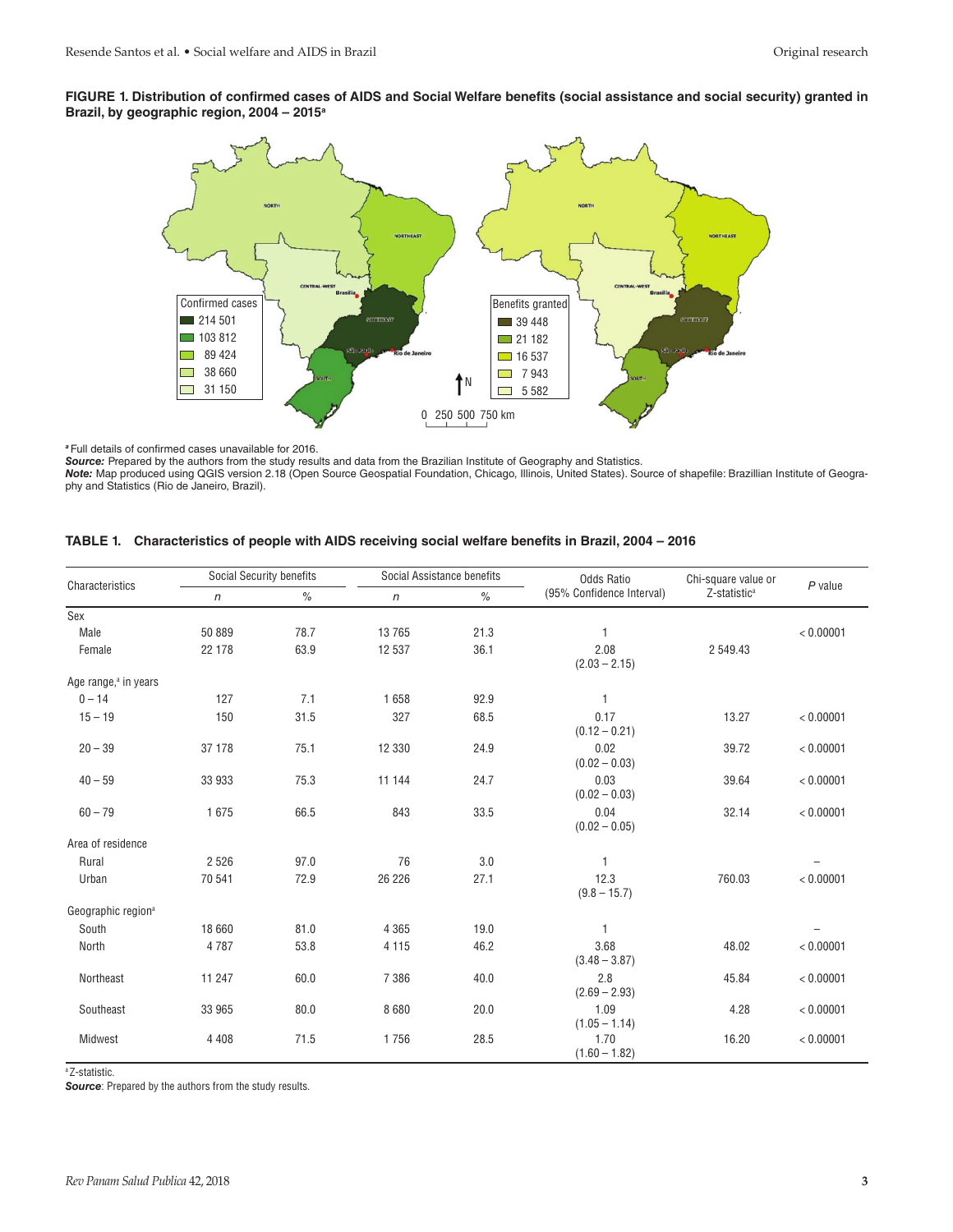**FIGURE 1. Distribution of confirmed cases of AIDS and Social Welfare benefits (social assistance and social security) granted in Brazil, by geographic region, 2004 – 2015[a]**

[a] Full details of confirmed cases unavailable for 2016.

***Source:*** Prepared by the authors from the study results and data from the Brazilian Institute of Geography and Statistics.

***Note:*** Map produced using QGIS version 2.18 (Open Source Geospatial Foundation, Chicago, Illinois, United States). Source of shapefile: Brazillian Institute of Geography and Statistics (Rio de Janeiro, Brazil).

**TABLE 1. Characteristics of people with AIDS receiving social welfare benefits in Brazil, 2004 – 2016**

| Characteristics | Social Security benefits | | Social Assistance benefits | | Odds Ratio (95% Confidence Interval) | Chi-square value or Z-statistic[a] | *P* value |
|---|---|---|---|---|---|---|---|
| | *n* | % | *n* | % | | | |
| Sex | | | | | | | |
| Male | 50 889 | 78.7 | 13 765 | 21.3 | 1 | | < 0.00001 |
| Female | 22 178 | 63.9 | 12 537 | 36.1 | 2.08 (2.03 – 2.15) | 2 549.43 | |
| Age range,[a] in years | | | | | | | |
| 0 – 14 | 127 | 7.1 | 1 658 | 92.9 | 1 | | |
| 15 – 19 | 150 | 31.5 | 327 | 68.5 | 0.17 (0.12 – 0.21) | 13.27 | < 0.00001 |
| 20 – 39 | 37 178 | 75.1 | 12 330 | 24.9 | 0.02 (0.02 – 0.03) | 39.72 | < 0.00001 |
| 40 – 59 | 33 933 | 75.3 | 11 144 | 24.7 | 0.03 (0.02 – 0.03) | 39.64 | < 0.00001 |
| 60 – 79 | 1 675 | 66.5 | 843 | 33.5 | 0.04 (0.02 – 0.05) | 32.14 | < 0.00001 |
| Area of residence | | | | | | | |
| Rural | 2 526 | 97.0 | 76 | 3.0 | 1 | | – |
| Urban | 70 541 | 72.9 | 26 226 | 27.1 | 12.3 (9.8 – 15.7) | 760.03 | < 0.00001 |
| Geographic region[a] | | | | | | | |
| South | 18 660 | 81.0 | 4 365 | 19.0 | 1 | | – |
| North | 4 787 | 53.8 | 4 115 | 46.2 | 3.68 (3.48 – 3.87) | 48.02 | < 0.00001 |
| Northeast | 11 247 | 60.0 | 7 386 | 40.0 | 2.8 (2.69 – 2.93) | 45.84 | < 0.00001 |
| Southeast | 33 965 | 80.0 | 8 680 | 20.0 | 1.09 (1.05 – 1.14) | 4.28 | < 0.00001 |
| Midwest | 4 408 | 71.5 | 1 756 | 28.5 | 1.70 (1.60 – 1.82) | 16.20 | < 0.00001 |

[a] Z-statistic.

***Source***: Prepared by the authors from the study results.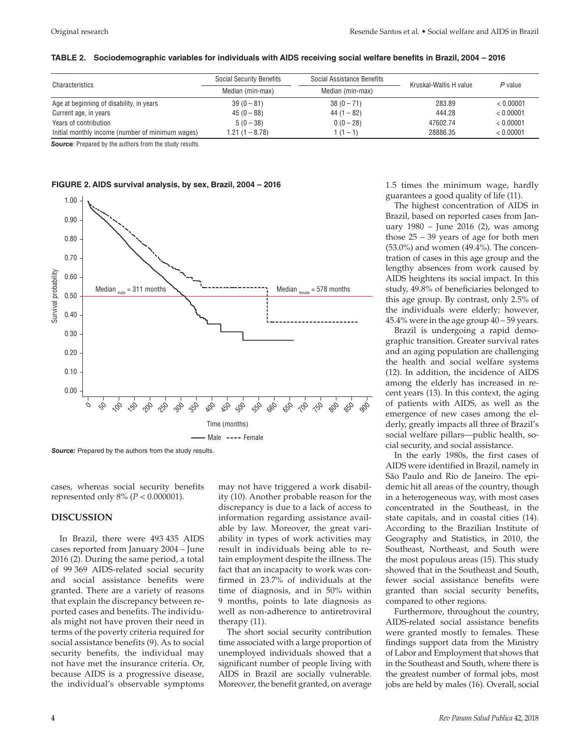**TABLE 2. Sociodemographic variables for individuals with AIDS receiving social welfare benefits in Brazil, 2004 – 2016**

| Characteristics | Social Security Benefits | Social Assistance Benefits | Kruskal-Wallis H value | P value |
|---|---|---|---|---|
| | Median (min-max) | Median (min-max) | | |
| Age at beginning of disability, in years | 39 (0 – 81) | 38 (0 – 71) | 283.89 | < 0.00001 |
| Current age, in years | 45 (0 – 88) | 44 (1 – 82) | 444.28 | < 0.00001 |
| Years of contribution | 5 (0 – 38) | 0 (0 – 28) | 47602.74 | < 0.00001 |
| Initial monthly income (number of minimum wages) | 1.21 (1 – 8.78) | 1 (1 – 1) | 28886.35 | < 0.00001 |

***Source***: Prepared by the authors from the study results.

**FIGURE 2. AIDS survival analysis, by sex, Brazil, 2004 – 2016**

***Source:*** Prepared by the authors from the study results.

cases, whereas social security benefits represented only 8% ($P < 0.000001$).

## DISCUSSION

In Brazil, there were 493 435 AIDS cases reported from January 2004 – June 2016 (2). During the same period, a total of 99 369 AIDS-related social security and social assistance benefits were granted. There are a variety of reasons that explain the discrepancy between reported cases and benefits. The individuals might not have proven their need in terms of the poverty criteria required for social assistance benefits (9). As to social security benefits, the individual may not have met the insurance criteria. Or, because AIDS is a progressive disease, the individual's observable symptoms may not have triggered a work disability (10). Another probable reason for the discrepancy is due to a lack of access to information regarding assistance available by law. Moreover, the great variability in types of work activities may result in individuals being able to retain employment despite the illness. The fact that an incapacity to work was confirmed in 23.7% of individuals at the time of diagnosis, and in 50% within 9 months, points to late diagnosis as well as non-adherence to antiretroviral therapy (11).

The short social security contribution time associated with a large proportion of unemployed individuals showed that a significant number of people living with AIDS in Brazil are socially vulnerable. Moreover, the benefit granted, on average 1.5 times the minimum wage, hardly guarantees a good quality of life (11).

The highest concentration of AIDS in Brazil, based on reported cases from January 1980 – June 2016 (2), was among those 25 – 39 years of age for both men (53.0%) and women (49.4%). The concentration of cases in this age group and the lengthy absences from work caused by AIDS heightens its social impact. In this study, 49.8% of beneficiaries belonged to this age group. By contrast, only 2.5% of the individuals were elderly; however, 45.4% were in the age group 40 – 59 years.

Brazil is undergoing a rapid demographic transition. Greater survival rates and an aging population are challenging the health and social welfare systems (12). In addition, the incidence of AIDS among the elderly has increased in recent years (13). In this context, the aging of patients with AIDS, as well as the emergence of new cases among the elderly, greatly impacts all three of Brazil's social welfare pillars—public health, social security, and social assistance.

In the early 1980s, the first cases of AIDS were identified in Brazil, namely in São Paulo and Rio de Janeiro. The epidemic hit all areas of the country, though in a heterogeneous way, with most cases concentrated in the Southeast, in the state capitals, and in coastal cities (14). According to the Brazilian Institute of Geography and Statistics, in 2010, the Southeast, Northeast, and South were the most populous areas (15). This study showed that in the Southeast and South, fewer social assistance benefits were granted than social security benefits, compared to other regions.

Furthermore, throughout the country, AIDS-related social assistance benefits were granted mostly to females. These findings support data from the Ministry of Labor and Employment that shows that in the Southeast and South, where there is the greatest number of formal jobs, most jobs are held by males (16). Overall, social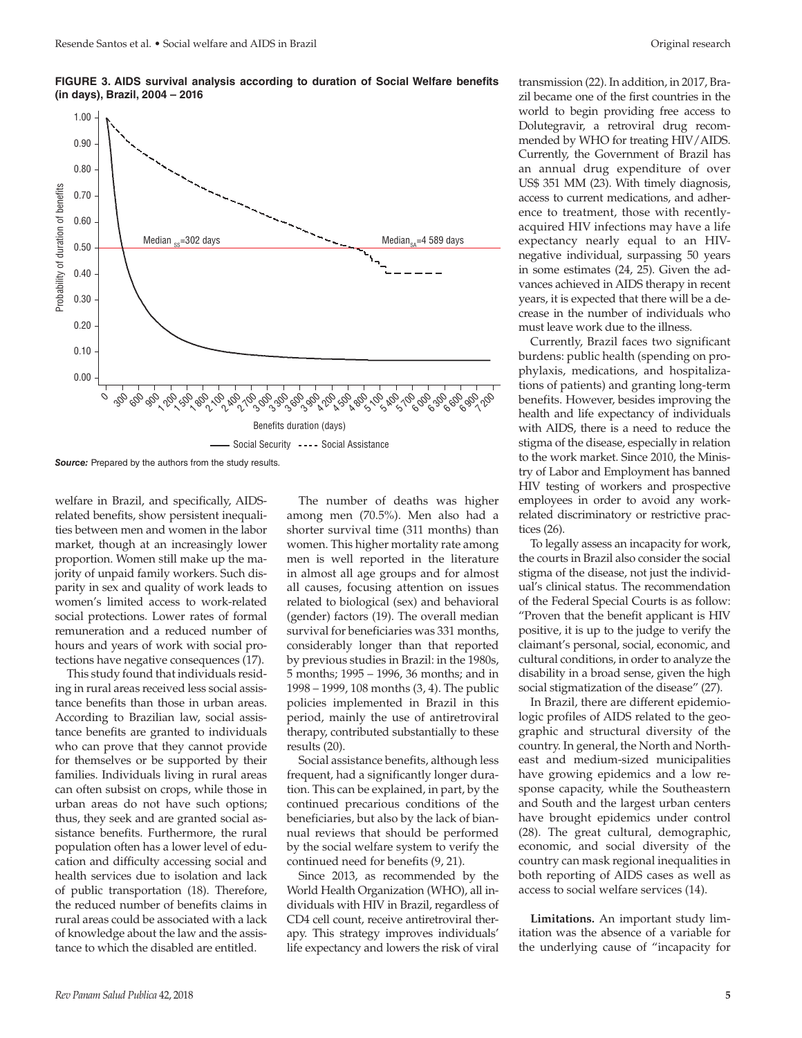**FIGURE 3. AIDS survival analysis according to duration of Social Welfare benefits (in days), Brazil, 2004 – 2016**

*Source:* Prepared by the authors from the study results.

welfare in Brazil, and specifically, AIDS-related benefits, show persistent inequalities between men and women in the labor market, though at an increasingly lower proportion. Women still make up the majority of unpaid family workers. Such disparity in sex and quality of work leads to women's limited access to work-related social protections. Lower rates of formal remuneration and a reduced number of hours and years of work with social protections have negative consequences (17).

This study found that individuals residing in rural areas received less social assistance benefits than those in urban areas. According to Brazilian law, social assistance benefits are granted to individuals who can prove that they cannot provide for themselves or be supported by their families. Individuals living in rural areas can often subsist on crops, while those in urban areas do not have such options; thus, they seek and are granted social assistance benefits. Furthermore, the rural population often has a lower level of education and difficulty accessing social and health services due to isolation and lack of public transportation (18). Therefore, the reduced number of benefits claims in rural areas could be associated with a lack of knowledge about the law and the assistance to which the disabled are entitled.

The number of deaths was higher among men (70.5%). Men also had a shorter survival time (311 months) than women. This higher mortality rate among men is well reported in the literature in almost all age groups and for almost all causes, focusing attention on issues related to biological (sex) and behavioral (gender) factors (19). The overall median survival for beneficiaries was 331 months, considerably longer than that reported by previous studies in Brazil: in the 1980s, 5 months; 1995 – 1996, 36 months; and in 1998 – 1999, 108 months (3, 4). The public policies implemented in Brazil in this period, mainly the use of antiretroviral therapy, contributed substantially to these results (20).

Social assistance benefits, although less frequent, had a significantly longer duration. This can be explained, in part, by the continued precarious conditions of the beneficiaries, but also by the lack of biannual reviews that should be performed by the social welfare system to verify the continued need for benefits (9, 21).

Since 2013, as recommended by the World Health Organization (WHO), all individuals with HIV in Brazil, regardless of CD4 cell count, receive antiretroviral therapy. This strategy improves individuals' life expectancy and lowers the risk of viral transmission (22). In addition, in 2017, Brazil became one of the first countries in the world to begin providing free access to Dolutegravir, a retroviral drug recommended by WHO for treating HIV/AIDS. Currently, the Government of Brazil has an annual drug expenditure of over US$ 351 MM (23). With timely diagnosis, access to current medications, and adherence to treatment, those with recently-acquired HIV infections may have a life expectancy nearly equal to an HIV-negative individual, surpassing 50 years in some estimates (24, 25). Given the advances achieved in AIDS therapy in recent years, it is expected that there will be a decrease in the number of individuals who must leave work due to the illness.

Currently, Brazil faces two significant burdens: public health (spending on prophylaxis, medications, and hospitalizations of patients) and granting long-term benefits. However, besides improving the health and life expectancy of individuals with AIDS, there is a need to reduce the stigma of the disease, especially in relation to the work market. Since 2010, the Ministry of Labor and Employment has banned HIV testing of workers and prospective employees in order to avoid any work-related discriminatory or restrictive practices (26).

To legally assess an incapacity for work, the courts in Brazil also consider the social stigma of the disease, not just the individual's clinical status. The recommendation of the Federal Special Courts is as follow: "Proven that the benefit applicant is HIV positive, it is up to the judge to verify the claimant's personal, social, economic, and cultural conditions, in order to analyze the disability in a broad sense, given the high social stigmatization of the disease" (27).

In Brazil, there are different epidemiologic profiles of AIDS related to the geographic and structural diversity of the country. In general, the North and Northeast and medium-sized municipalities have growing epidemics and a low response capacity, while the Southeastern and South and the largest urban centers have brought epidemics under control (28). The great cultural, demographic, economic, and social diversity of the country can mask regional inequalities in both reporting of AIDS cases as well as access to social welfare services (14).

**Limitations.** An important study limitation was the absence of a variable for the underlying cause of "incapacity for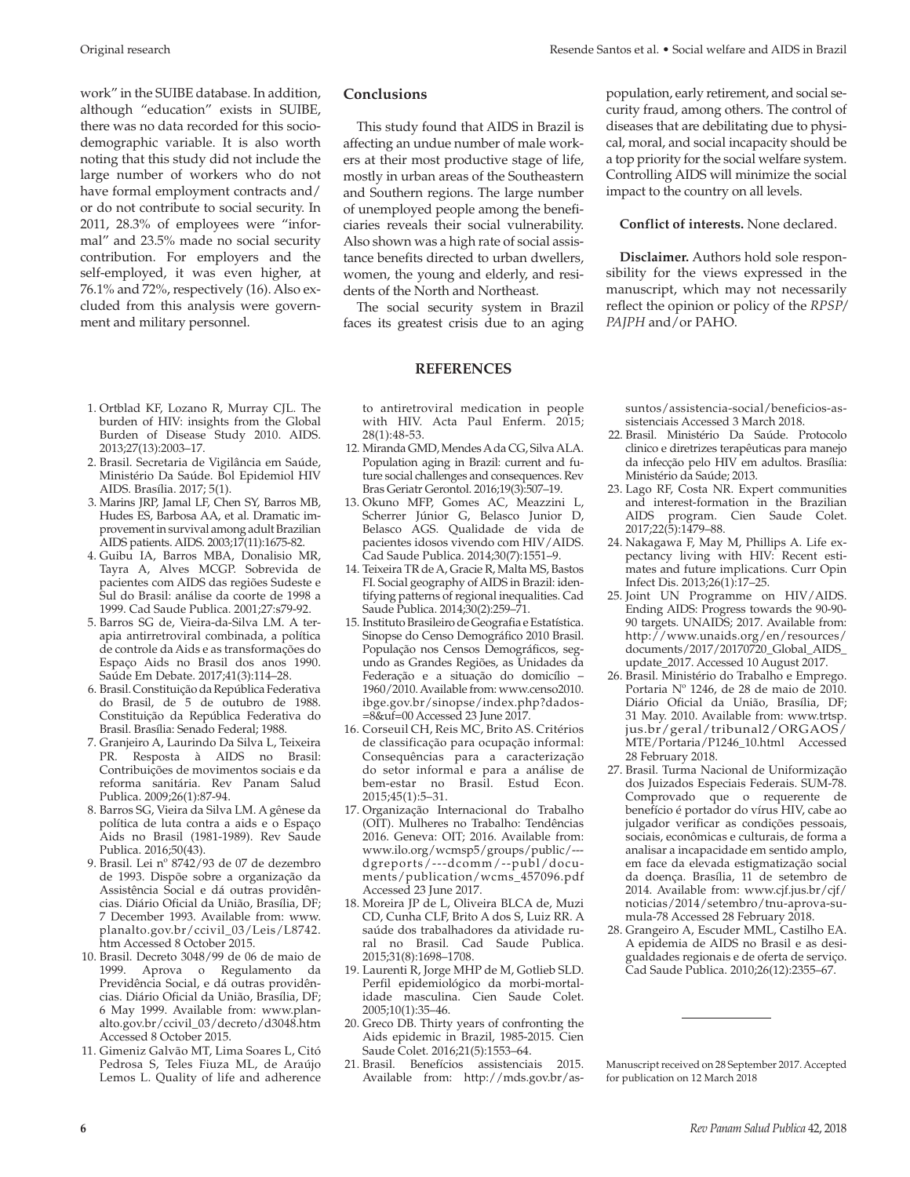work" in the SUIBE database. In addition, although "education" exists in SUIBE, there was no data recorded for this sociodemographic variable. It is also worth noting that this study did not include the large number of workers who do not have formal employment contracts and/or do not contribute to social security. In 2011, 28.3% of employees were "informal" and 23.5% made no social security contribution. For employers and the self-employed, it was even higher, at 76.1% and 72%, respectively (16). Also excluded from this analysis were government and military personnel.

## Conclusions

This study found that AIDS in Brazil is affecting an undue number of male workers at their most productive stage of life, mostly in urban areas of the Southeastern and Southern regions. The large number of unemployed people among the beneficiaries reveals their social vulnerability. Also shown was a high rate of social assistance benefits directed to urban dwellers, women, the young and elderly, and residents of the North and Northeast.

The social security system in Brazil faces its greatest crisis due to an aging population, early retirement, and social security fraud, among others. The control of diseases that are debilitating due to physical, moral, and social incapacity should be a top priority for the social welfare system. Controlling AIDS will minimize the social impact to the country on all levels.

**Conflict of interests.** None declared.

**Disclaimer.** Authors hold sole responsibility for the views expressed in the manuscript, which may not necessarily reflect the opinion or policy of the *RPSP/PAJPH* and/or PAHO.

## REFERENCES

1. Ortblad KF, Lozano R, Murray CJL. The burden of HIV: insights from the Global Burden of Disease Study 2010. AIDS. 2013;27(13):2003–17.
2. Brasil. Secretaria de Vigilância em Saúde, Ministério Da Saúde. Bol Epidemiol HIV AIDS. Brasília. 2017; 5(1).
3. Marins JRP, Jamal LF, Chen SY, Barros MB, Hudes ES, Barbosa AA, et al. Dramatic improvement in survival among adult Brazilian AIDS patients. AIDS. 2003;17(11):1675-82.
4. Guibu IA, Barros MBA, Donalisio MR, Tayra A, Alves MCGP. Sobrevida de pacientes com AIDS das regiões Sudeste e Sul do Brasil: análise da coorte de 1998 a 1999. Cad Saude Publica. 2001;27:s79-92.
5. Barros SG de, Vieira-da-Silva LM. A terapia antirretroviral combinada, a política de controle da Aids e as transformações do Espaço Aids no Brasil dos anos 1990. Saúde Em Debate. 2017;41(3):114–28.
6. Brasil. Constituição da República Federativa do Brasil, de 5 de outubro de 1988. Constituição da República Federativa do Brasil. Brasília: Senado Federal; 1988.
7. Granjeiro A, Laurindo Da Silva L, Teixeira PR. Resposta à AIDS no Brasil: Contribuições de movimentos sociais e da reforma sanitária. Rev Panam Salud Publica. 2009;26(1):87-94.
8. Barros SG, Vieira da Silva LM. A gênese da política de luta contra a aids e o Espaço Aids no Brasil (1981-1989). Rev Saude Publica. 2016;50(43).
9. Brasil. Lei nº 8742/93 de 07 de dezembro de 1993. Dispõe sobre a organização da Assistência Social e dá outras providências. Diário Oficial da União, Brasília, DF; 7 December 1993. Available from: www.planalto.gov.br/ccivil_03/Leis/L8742.htm Accessed 8 October 2015.
10. Brasil. Decreto 3048/99 de 06 de maio de 1999. Aprova o Regulamento da Previdência Social, e dá outras providências. Diário Oficial da União, Brasília, DF; 6 May 1999. Available from: www.planalto.gov.br/ccivil_03/decreto/d3048.htm Accessed 8 October 2015.
11. Gimeniz Galvão MT, Lima Soares L, Citó Pedrosa S, Teles Fiuza ML, de Araújo Lemos L. Quality of life and adherence to antiretroviral medication in people with HIV. Acta Paul Enferm. 2015; 28(1):48-53.
12. Miranda GMD, Mendes A da CG, Silva ALA. Population aging in Brazil: current and future social challenges and consequences. Rev Bras Geriatr Gerontol. 2016;19(3):507–19.
13. Okuno MFP, Gomes AC, Meazzini L, Scherrer Júnior G, Belasco Junior D, Belasco AGS. Qualidade de vida de pacientes idosos vivendo com HIV/AIDS. Cad Saude Publica. 2014;30(7):1551–9.
14. Teixeira TR de A, Gracie R, Malta MS, Bastos FI. Social geography of AIDS in Brazil: identifying patterns of regional inequalities. Cad Saude Publica. 2014;30(2):259–71.
15. Instituto Brasileiro de Geografia e Estatística. Sinopse do Censo Demográfico 2010 Brasil. População nos Censos Demográficos, segundo as Grandes Regiões, as Unidades da Federação e a situação do domicílio – 1960/2010. Available from: www.censo2010.ibge.gov.br/sinopse/index.php?dados=8&uf=00 Accessed 23 June 2017.
16. Corseuil CH, Reis MC, Brito AS. Critérios de classificação para ocupação informal: Consequências para a caracterização do setor informal e para a análise de bem-estar no Brasil. Estud Econ. 2015;45(1):5–31.
17. Organização Internacional do Trabalho (OIT). Mulheres no Trabalho: Tendências 2016. Geneva: OIT; 2016. Available from: www.ilo.org/wcmsp5/groups/public/---dgreports/---dcomm/--publ/documents/publication/wcms_457096.pdf Accessed 23 June 2017.
18. Moreira JP de L, Oliveira BLCA de, Muzi CD, Cunha CLF, Brito A dos S, Luiz RR. A saúde dos trabalhadores da atividade rural no Brasil. Cad Saude Publica. 2015;31(8):1698–1708.
19. Laurenti R, Jorge MHP de M, Gotlieb SLD. Perfil epidemiológico da morbi-mortalidade masculina. Cien Saude Colet. 2005;10(1):35–46.
20. Greco DB. Thirty years of confronting the Aids epidemic in Brazil, 1985-2015. Cien Saude Colet. 2016;21(5):1553–64.
21. Brasil. Benefícios assistenciais 2015. Available from: http://mds.gov.br/assuntos/assistencia-social/beneficios-assistenciais Accessed 3 March 2018.
22. Brasil. Ministério Da Saúde. Protocolo clinico e diretrizes terapêuticas para manejo da infecção pelo HIV em adultos. Brasília: Ministério da Saúde; 2013.
23. Lago RF, Costa NR. Expert communities and interest-formation in the Brazilian AIDS program. Cien Saude Colet. 2017;22(5):1479–88.
24. Nakagawa F, May M, Phillips A. Life expectancy living with HIV: Recent estimates and future implications. Curr Opin Infect Dis. 2013;26(1):17–25.
25. Joint UN Programme on HIV/AIDS. Ending AIDS: Progress towards the 90-90-90 targets. UNAIDS; 2017. Available from: http://www.unaids.org/en/resources/documents/2017/20170720_Global_AIDS_update_2017. Accessed 10 August 2017.
26. Brasil. Ministério do Trabalho e Emprego. Portaria Nº 1246, de 28 de maio de 2010. Diário Oficial da União, Brasília, DF; 31 May. 2010. Available from: www.trtsp.jus.br/geral/tribunal2/ORGAOS/MTE/Portaria/P1246_10.html Accessed 28 February 2018.
27. Brasil. Turma Nacional de Uniformização dos Juizados Especiais Federais. SUM-78. Comprovado que o requerente de benefício é portador do vírus HIV, cabe ao julgador verificar as condições pessoais, sociais, econômicas e culturais, de forma a analisar a incapacidade em sentido amplo, em face da elevada estigmatização social da doença. Brasília, 11 de setembro de 2014. Available from: www.cjf.jus.br/cjf/noticias/2014/setembro/tnu-aprova-sumula-78 Accessed 28 February 2018.
28. Grangeiro A, Escuder MML, Castilho EA. A epidemia de AIDS no Brasil e as desigualdades regionais e de oferta de serviço. Cad Saude Publica. 2010;26(12):2355–67.

---

Manuscript received on 28 September 2017. Accepted for publication on 12 March 2018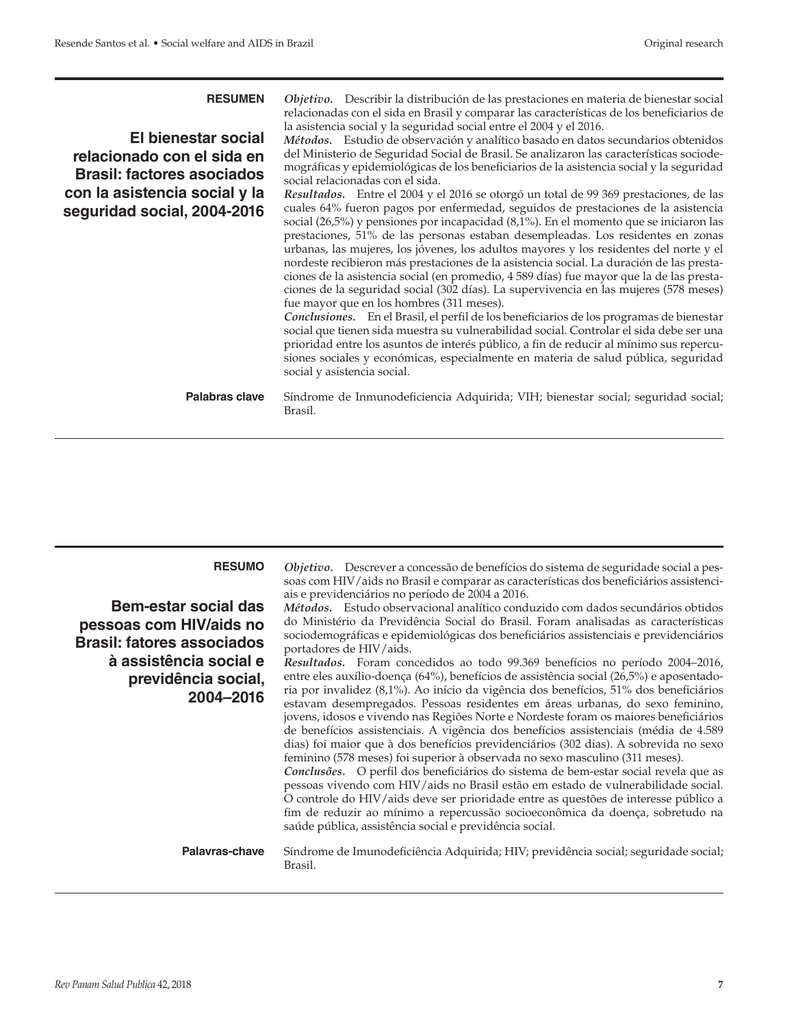## RESUMEN

### El bienestar social relacionado con el sida en Brasil: factores asociados con la asistencia social y la seguridad social, 2004-2016

***Objetivo.*** Describir la distribución de las prestaciones en materia de bienestar social relacionadas con el sida en Brasil y comparar las características de los beneficiarios de la asistencia social y la seguridad social entre el 2004 y el 2016.

***Métodos.*** Estudio de observación y analítico basado en datos secundarios obtenidos del Ministerio de Seguridad Social de Brasil. Se analizaron las características sociodemográficas y epidemiológicas de los beneficiarios de la asistencia social y la seguridad social relacionadas con el sida.

***Resultados.*** Entre el 2004 y el 2016 se otorgó un total de 99 369 prestaciones, de las cuales 64% fueron pagos por enfermedad, seguidos de prestaciones de la asistencia social (26,5%) y pensiones por incapacidad (8,1%). En el momento que se iniciaron las prestaciones, 51% de las personas estaban desempleadas. Los residentes en zonas urbanas, las mujeres, los jóvenes, los adultos mayores y los residentes del norte y el nordeste recibieron más prestaciones de la asistencia social. La duración de las prestaciones de la asistencia social (en promedio, 4 589 días) fue mayor que la de las prestaciones de la seguridad social (302 días). La supervivencia en las mujeres (578 meses) fue mayor que en los hombres (311 meses).

***Conclusiones.*** En el Brasil, el perfil de los beneficiarios de los programas de bienestar social que tienen sida muestra su vulnerabilidad social. Controlar el sida debe ser una prioridad entre los asuntos de interés público, a fin de reducir al mínimo sus repercusiones sociales y económicas, especialmente en materia de salud pública, seguridad social y asistencia social.

**Palabras clave** Síndrome de Inmunodeficiencia Adquirida; VIH; bienestar social; seguridad social; Brasil.

## RESUMO

### Bem-estar social das pessoas com HIV/aids no Brasil: fatores associados à assistência social e previdência social, 2004–2016

***Objetivo.*** Descrever a concessão de benefícios do sistema de seguridade social a pessoas com HIV/aids no Brasil e comparar as características dos beneficiários assistenciais e previdenciários no período de 2004 a 2016.

***Métodos.*** Estudo observacional analítico conduzido com dados secundários obtidos do Ministério da Previdência Social do Brasil. Foram analisadas as características sociodemográficas e epidemiológicas dos beneficiários assistenciais e previdenciários portadores de HIV/aids.

***Resultados.*** Foram concedidos ao todo 99.369 benefícios no período 2004–2016, entre eles auxílio-doença (64%), benefícios de assistência social (26,5%) e aposentadoria por invalidez (8,1%). Ao início da vigência dos benefícios, 51% dos beneficiários estavam desempregados. Pessoas residentes em áreas urbanas, do sexo feminino, jovens, idosos e vivendo nas Regiões Norte e Nordeste foram os maiores beneficiários de benefícios assistenciais. A vigência dos benefícios assistenciais (média de 4.589 dias) foi maior que à dos benefícios previdenciários (302 dias). A sobrevida no sexo feminino (578 meses) foi superior à observada no sexo masculino (311 meses).

***Conclusões.*** O perfil dos beneficiários do sistema de bem-estar social revela que as pessoas vivendo com HIV/aids no Brasil estão em estado de vulnerabilidade social. O controle do HIV/aids deve ser prioridade entre as questões de interesse público a fim de reduzir ao mínimo a repercussão socioeconômica da doença, sobretudo na saúde pública, assistência social e previdência social.

**Palavras-chave** Síndrome de Imunodeficiência Adquirida; HIV; previdência social; seguridade social; Brasil.